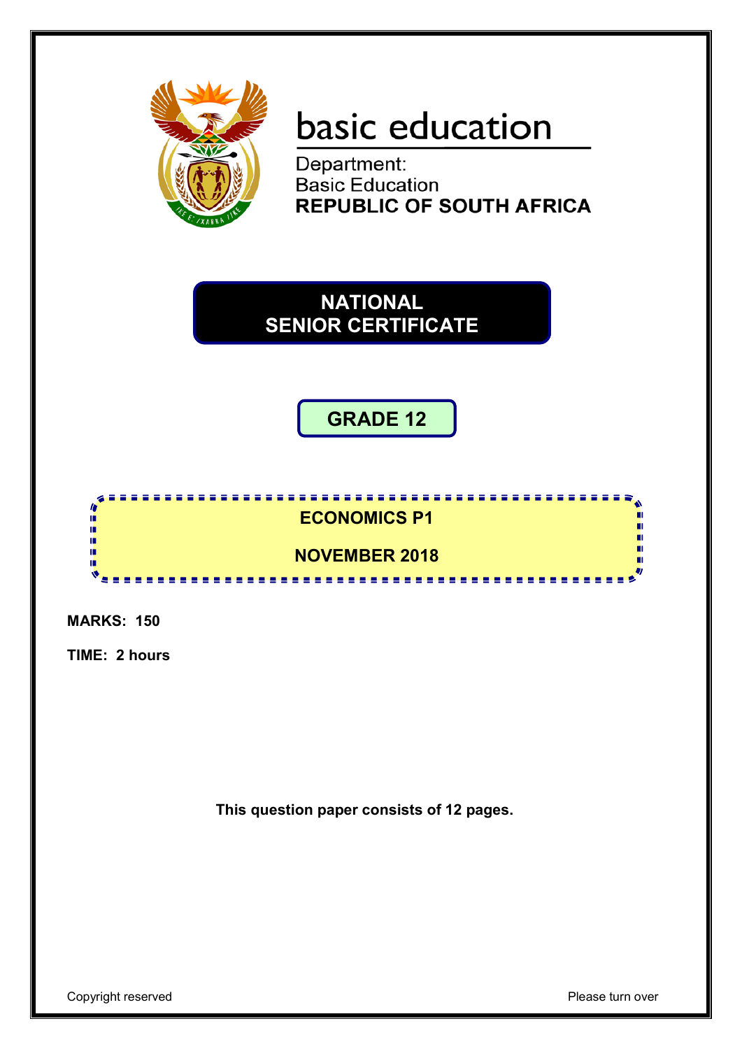basic education

Department:
Basic Education
**REPUBLIC OF SOUTH AFRICA**

# NATIONAL SENIOR CERTIFICATE

## GRADE 12

## ECONOMICS P1

## NOVEMBER 2018

**MARKS: 150**

**TIME: 2 hours**

**This question paper consists of 12 pages.**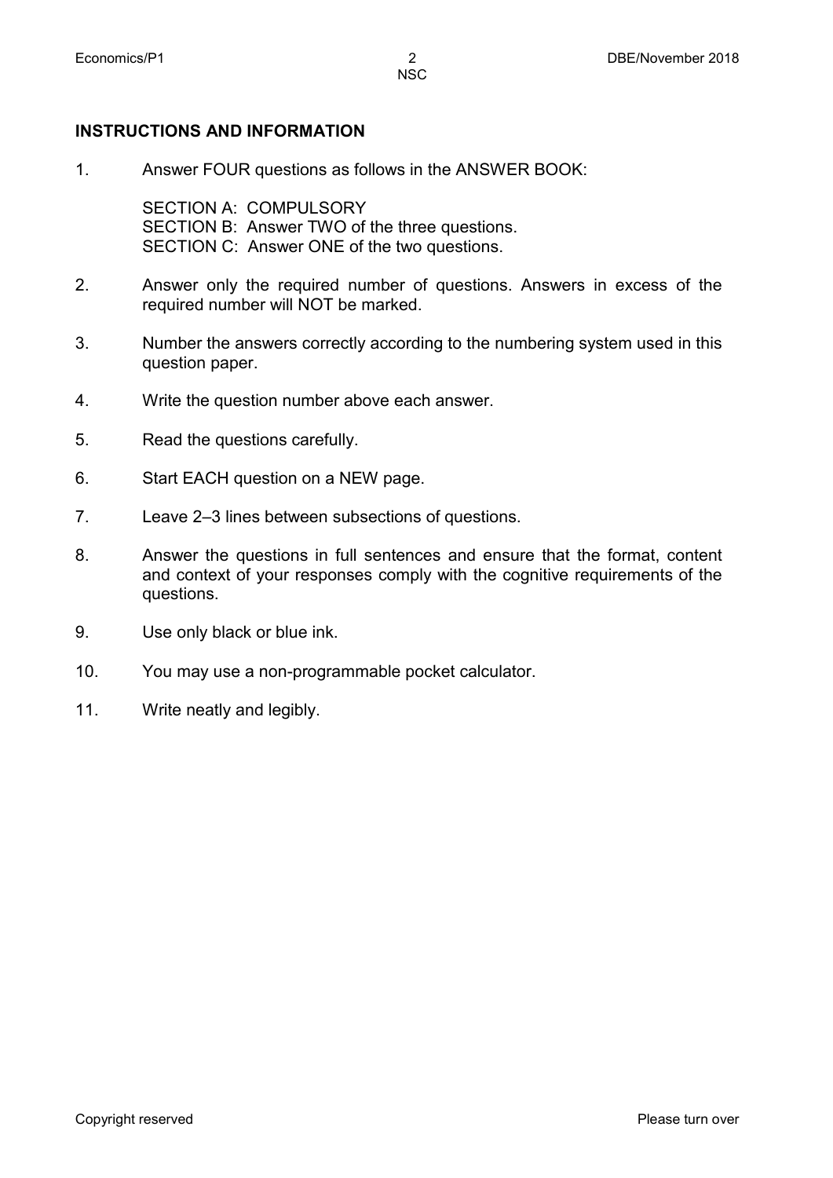## INSTRUCTIONS AND INFORMATION

1. Answer FOUR questions as follows in the ANSWER BOOK:

   SECTION A: COMPULSORY
   SECTION B: Answer TWO of the three questions.
   SECTION C: Answer ONE of the two questions.

2. Answer only the required number of questions. Answers in excess of the required number will NOT be marked.

3. Number the answers correctly according to the numbering system used in this question paper.

4. Write the question number above each answer.

5. Read the questions carefully.

6. Start EACH question on a NEW page.

7. Leave 2–3 lines between subsections of questions.

8. Answer the questions in full sentences and ensure that the format, content and context of your responses comply with the cognitive requirements of the questions.

9. Use only black or blue ink.

10. You may use a non-programmable pocket calculator.

11. Write neatly and legibly.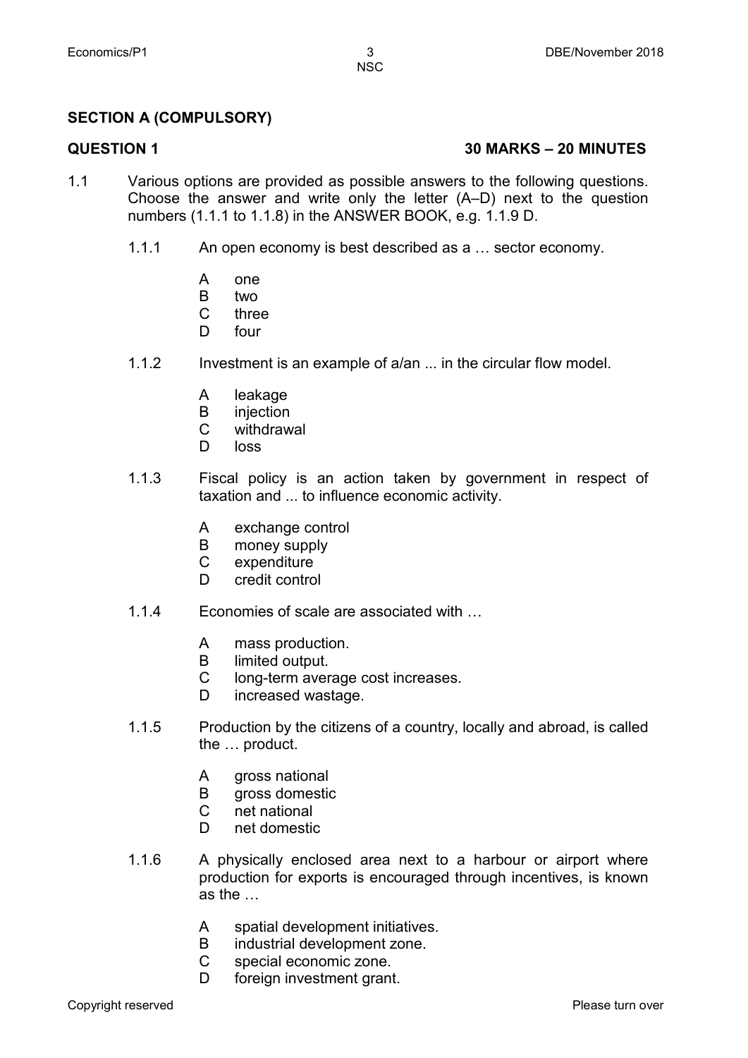## SECTION A (COMPULSORY)

**QUESTION 1** **30 MARKS – 20 MINUTES**

1.1 Various options are provided as possible answers to the following questions. Choose the answer and write only the letter (A–D) next to the question numbers (1.1.1 to 1.1.8) in the ANSWER BOOK, e.g. 1.1.9 D.

1.1.1 An open economy is best described as a … sector economy.

- A one
- B two
- C three
- D four

1.1.2 Investment is an example of a/an ... in the circular flow model.

- A leakage
- B injection
- C withdrawal
- D loss

1.1.3 Fiscal policy is an action taken by government in respect of taxation and ... to influence economic activity.

- A exchange control
- B money supply
- C expenditure
- D credit control

1.1.4 Economies of scale are associated with …

- A mass production.
- B limited output.
- C long-term average cost increases.
- D increased wastage.

1.1.5 Production by the citizens of a country, locally and abroad, is called the … product.

- A gross national
- B gross domestic
- C net national
- D net domestic

1.1.6 A physically enclosed area next to a harbour or airport where production for exports is encouraged through incentives, is known as the …

- A spatial development initiatives.
- B industrial development zone.
- C special economic zone.
- D foreign investment grant.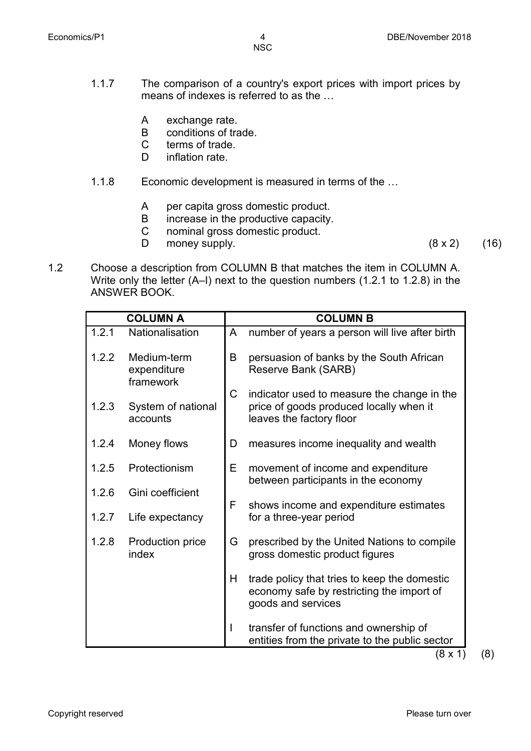1.1.7 The comparison of a country's export prices with import prices by means of indexes is referred to as the …

- A exchange rate.
- B conditions of trade.
- C terms of trade.
- D inflation rate.

1.1.8 Economic development is measured in terms of the …

- A per capita gross domestic product.
- B increase in the productive capacity.
- C nominal gross domestic product.
- D money supply.

(8 x 2) (16)

1.2 Choose a description from COLUMN B that matches the item in COLUMN A. Write only the letter (A–I) next to the question numbers (1.2.1 to 1.2.8) in the ANSWER BOOK.

| COLUMN A | | COLUMN B | |
|---|---|---|---|
| 1.2.1 | Nationalisation | A | number of years a person will live after birth |
| 1.2.2 | Medium-term expenditure framework | B | persuasion of banks by the South African Reserve Bank (SARB) |
| 1.2.3 | System of national accounts | C | indicator used to measure the change in the price of goods produced locally when it leaves the factory floor |
| 1.2.4 | Money flows | D | measures income inequality and wealth |
| 1.2.5 | Protectionism | E | movement of income and expenditure between participants in the economy |
| 1.2.6 | Gini coefficient | F | shows income and expenditure estimates for a three-year period |
| 1.2.7 | Life expectancy | G | prescribed by the United Nations to compile gross domestic product figures |
| 1.2.8 | Production price index | H | trade policy that tries to keep the domestic economy safe by restricting the import of goods and services |
| | | I | transfer of functions and ownership of entities from the private to the public sector |

(8 x 1) (8)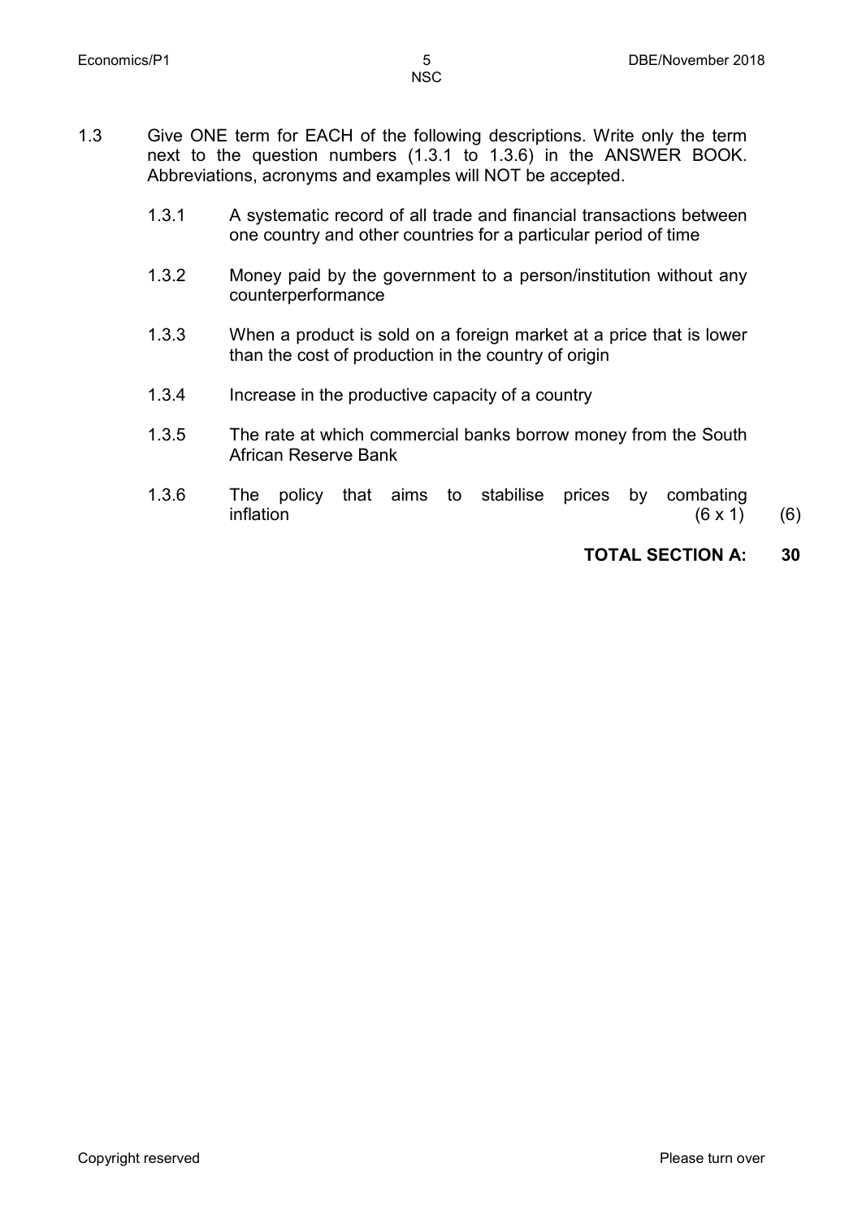1.3 Give ONE term for EACH of the following descriptions. Write only the term next to the question numbers (1.3.1 to 1.3.6) in the ANSWER BOOK. Abbreviations, acronyms and examples will NOT be accepted.

1.3.1 A systematic record of all trade and financial transactions between one country and other countries for a particular period of time

1.3.2 Money paid by the government to a person/institution without any counterperformance

1.3.3 When a product is sold on a foreign market at a price that is lower than the cost of production in the country of origin

1.3.4 Increase in the productive capacity of a country

1.3.5 The rate at which commercial banks borrow money from the South African Reserve Bank

1.3.6 The policy that aims to stabilise prices by combating inflation (6 x 1) (6)

**TOTAL SECTION A: 30**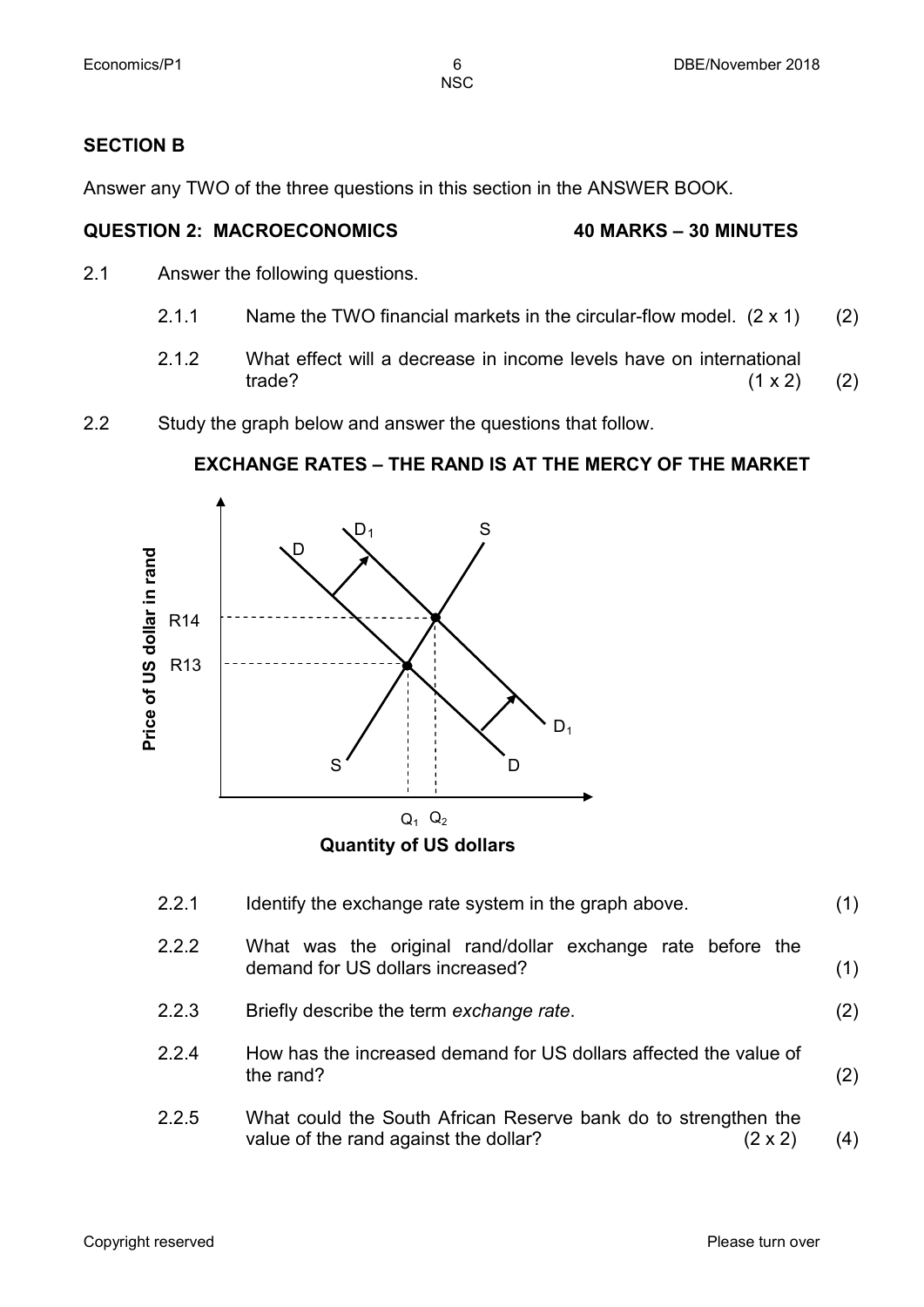## SECTION B

Answer any TWO of the three questions in this section in the ANSWER BOOK.

### QUESTION 2: MACROECONOMICS 40 MARKS – 30 MINUTES

2.1 Answer the following questions.

2.1.1 Name the TWO financial markets in the circular-flow model. (2 x 1) (2)

2.1.2 What effect will a decrease in income levels have on international trade? (1 x 2) (2)

2.2 Study the graph below and answer the questions that follow.

**EXCHANGE RATES – THE RAND IS AT THE MERCY OF THE MARKET**

**Quantity of US dollars**

2.2.1 Identify the exchange rate system in the graph above. (1)

2.2.2 What was the original rand/dollar exchange rate before the demand for US dollars increased? (1)

2.2.3 Briefly describe the term *exchange rate*. (2)

2.2.4 How has the increased demand for US dollars affected the value of the rand? (2)

2.2.5 What could the South African Reserve bank do to strengthen the value of the rand against the dollar? (2 x 2) (4)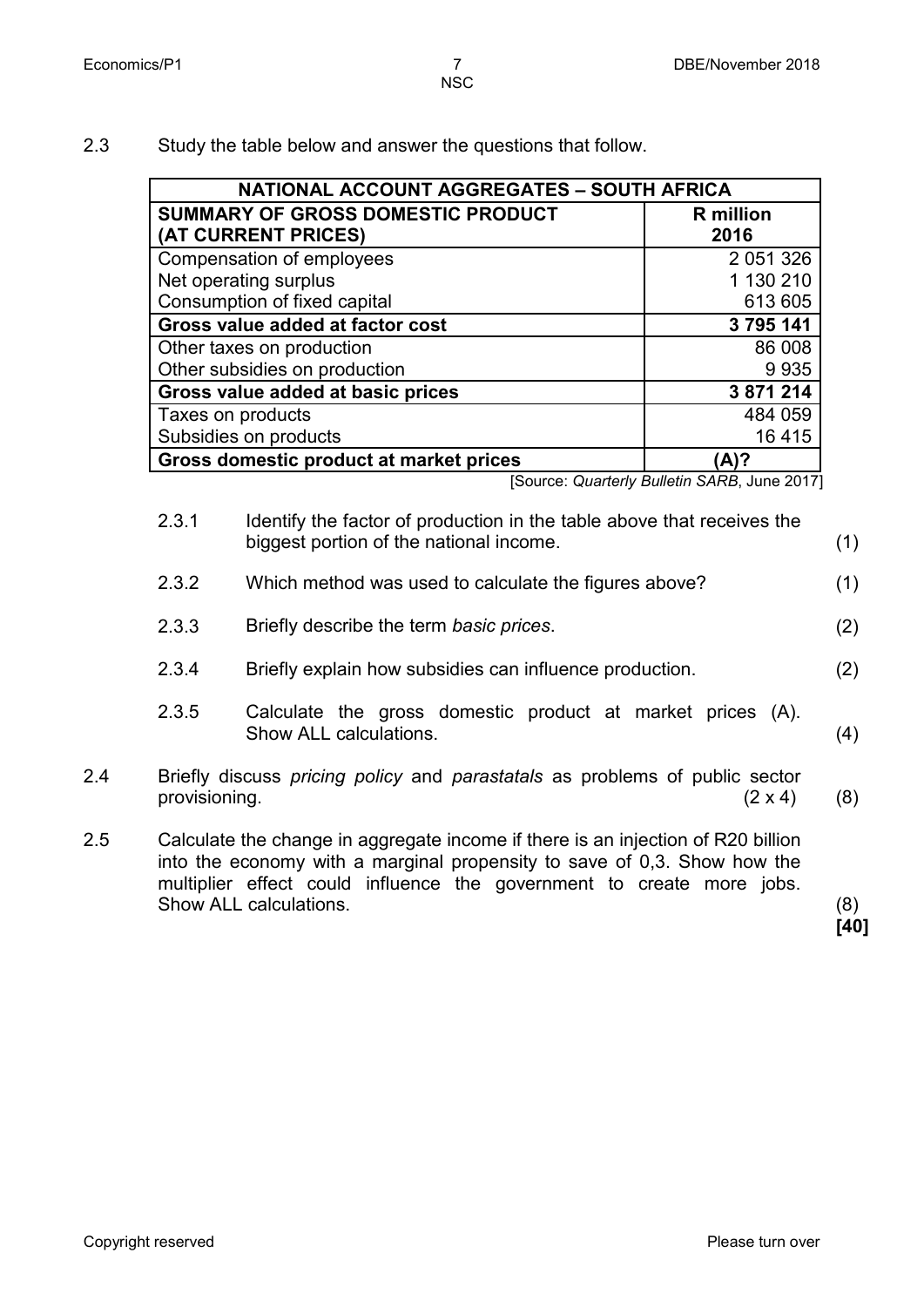2.3 Study the table below and answer the questions that follow.

| NATIONAL ACCOUNT AGGREGATES – SOUTH AFRICA | |
|---|---|
| **SUMMARY OF GROSS DOMESTIC PRODUCT (AT CURRENT PRICES)** | **R million 2016** |
| Compensation of employees | 2 051 326 |
| Net operating surplus | 1 130 210 |
| Consumption of fixed capital | 613 605 |
| **Gross value added at factor cost** | **3 795 141** |
| Other taxes on production | 86 008 |
| Other subsidies on production | 9 935 |
| **Gross value added at basic prices** | **3 871 214** |
| Taxes on products | 484 059 |
| Subsidies on products | 16 415 |
| **Gross domestic product at market prices** | **(A)?** |

[Source: *Quarterly Bulletin SARB*, June 2017]

2.3.1 Identify the factor of production in the table above that receives the biggest portion of the national income. (1)

2.3.2 Which method was used to calculate the figures above? (1)

2.3.3 Briefly describe the term *basic prices*. (2)

2.3.4 Briefly explain how subsidies can influence production. (2)

2.3.5 Calculate the gross domestic product at market prices (A). Show ALL calculations. (4)

2.4 Briefly discuss *pricing policy* and *parastatals* as problems of public sector provisioning. (2 x 4) (8)

2.5 Calculate the change in aggregate income if there is an injection of R20 billion into the economy with a marginal propensity to save of 0,3. Show how the multiplier effect could influence the government to create more jobs. Show ALL calculations. (8)

**[40]**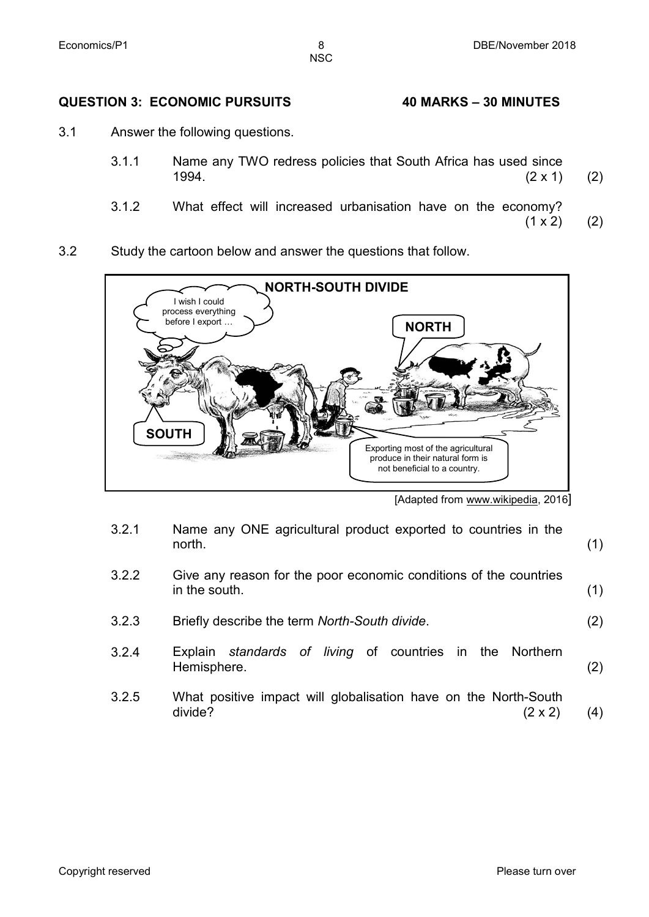## QUESTION 3: ECONOMIC PURSUITS 40 MARKS – 30 MINUTES

3.1 Answer the following questions.

3.1.1 Name any TWO redress policies that South Africa has used since 1994. (2 x 1) (2)

3.1.2 What effect will increased urbanisation have on the economy? (1 x 2) (2)

3.2 Study the cartoon below and answer the questions that follow.

**NORTH-SOUTH DIVIDE**

I wish I could process everything before I export …

NORTH

SOUTH

Exporting most of the agricultural produce in their natural form is not beneficial to a country.

[Adapted from www.wikipedia, 2016]

3.2.1 Name any ONE agricultural product exported to countries in the north. (1)

3.2.2 Give any reason for the poor economic conditions of the countries in the south. (1)

3.2.3 Briefly describe the term *North-South divide*. (2)

3.2.4 Explain *standards of living* of countries in the Northern Hemisphere. (2)

3.2.5 What positive impact will globalisation have on the North-South divide? (2 x 2) (4)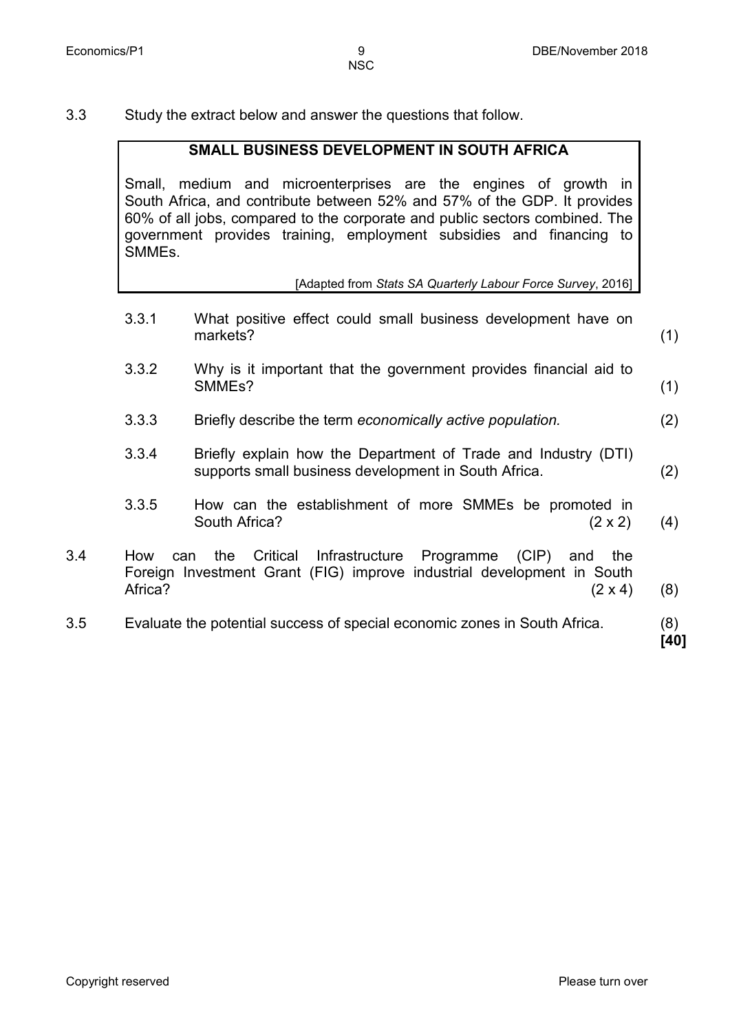3.3 Study the extract below and answer the questions that follow.

> **SMALL BUSINESS DEVELOPMENT IN SOUTH AFRICA**
>
> Small, medium and microenterprises are the engines of growth in South Africa, and contribute between 52% and 57% of the GDP. It provides 60% of all jobs, compared to the corporate and public sectors combined. The government provides training, employment subsidies and financing to SMMEs.
>
> [Adapted from *Stats SA Quarterly Labour Force Survey*, 2016]

3.3.1 What positive effect could small business development have on markets? (1)

3.3.2 Why is it important that the government provides financial aid to SMMEs? (1)

3.3.3 Briefly describe the term *economically active population.* (2)

3.3.4 Briefly explain how the Department of Trade and Industry (DTI) supports small business development in South Africa. (2)

3.3.5 How can the establishment of more SMMEs be promoted in South Africa? (2 x 2) (4)

3.4 How can the Critical Infrastructure Programme (CIP) and the Foreign Investment Grant (FIG) improve industrial development in South Africa? (2 x 4) (8)

3.5 Evaluate the potential success of special economic zones in South Africa. (8)

**[40]**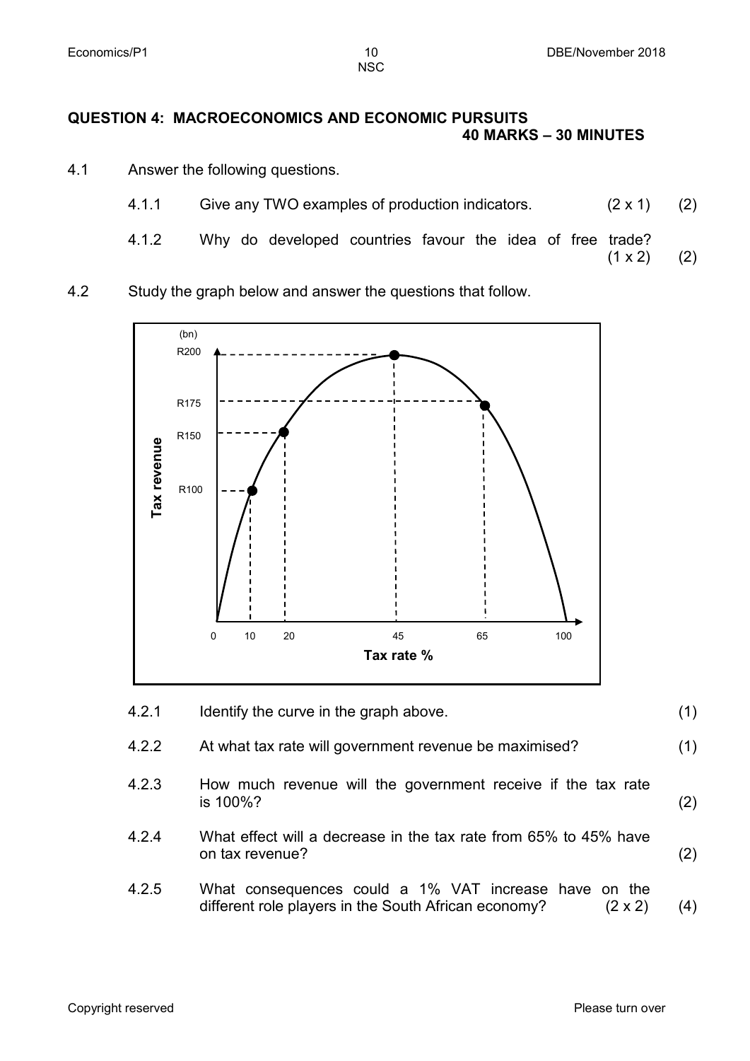## QUESTION 4: MACROECONOMICS AND ECONOMIC PURSUITS

**40 MARKS – 30 MINUTES**

4.1 Answer the following questions.

4.1.1 Give any TWO examples of production indicators. (2 x 1) (2)

4.1.2 Why do developed countries favour the idea of free trade? (1 x 2) (2)

4.2 Study the graph below and answer the questions that follow.

4.2.1 Identify the curve in the graph above. (1)

4.2.2 At what tax rate will government revenue be maximised? (1)

4.2.3 How much revenue will the government receive if the tax rate is 100%? (2)

4.2.4 What effect will a decrease in the tax rate from 65% to 45% have on tax revenue? (2)

4.2.5 What consequences could a 1% VAT increase have on the different role players in the South African economy? (2 x 2) (4)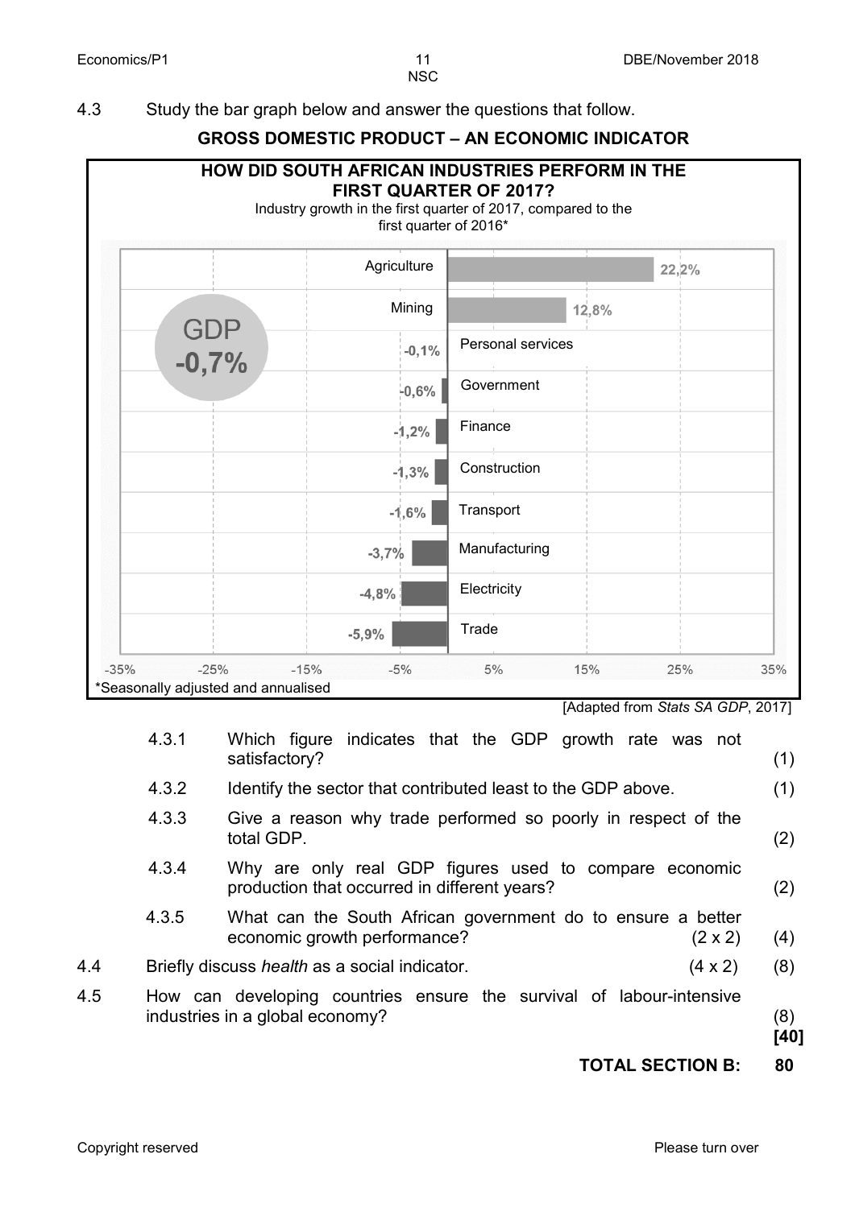4.3 Study the bar graph below and answer the questions that follow.

**GROSS DOMESTIC PRODUCT – AN ECONOMIC INDICATOR**

**HOW DID SOUTH AFRICAN INDUSTRIES PERFORM IN THE FIRST QUARTER OF 2017?**

Industry growth in the first quarter of 2017, compared to the first quarter of 2016*

GDP **-0,7%**

| Industry | Growth |
|---|---|
| Agriculture | 22,2% |
| Mining | 12,8% |
| Personal services | -0,1% |
| Government | -0,6% |
| Finance | -1,2% |
| Construction | -1,3% |
| Transport | -1,6% |
| Manufacturing | -3,7% |
| Electricity | -4,8% |
| Trade | -5,9% |

*Seasonally adjusted and annualised

[Adapted from *Stats SA GDP*, 2017]

4.3.1 Which figure indicates that the GDP growth rate was not satisfactory? (1)

4.3.2 Identify the sector that contributed least to the GDP above. (1)

4.3.3 Give a reason why trade performed so poorly in respect of the total GDP. (2)

4.3.4 Why are only real GDP figures used to compare economic production that occurred in different years? (2)

4.3.5 What can the South African government do to ensure a better economic growth performance? (2 x 2) (4)

4.4 Briefly discuss *health* as a social indicator. (4 x 2) (8)

4.5 How can developing countries ensure the survival of labour-intensive industries in a global economy? (8)

**[40]**

**TOTAL SECTION B: 80**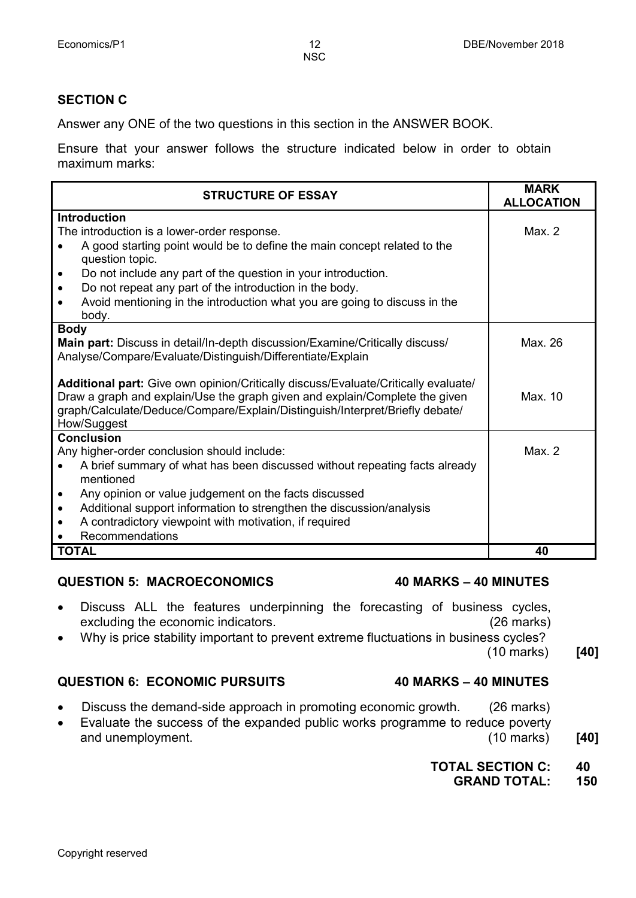## SECTION C

Answer any ONE of the two questions in this section in the ANSWER BOOK.

Ensure that your answer follows the structure indicated below in order to obtain maximum marks:

| STRUCTURE OF ESSAY | MARK ALLOCATION |
|---|---|
| **Introduction**<br>The introduction is a lower-order response.<br>• A good starting point would be to define the main concept related to the question topic.<br>• Do not include any part of the question in your introduction.<br>• Do not repeat any part of the introduction in the body.<br>• Avoid mentioning in the introduction what you are going to discuss in the body. | Max. 2 |
| **Body**<br>**Main part:** Discuss in detail/In-depth discussion/Examine/Critically discuss/Analyse/Compare/Evaluate/Distinguish/Differentiate/Explain | Max. 26 |
| **Additional part:** Give own opinion/Critically discuss/Evaluate/Critically evaluate/Draw a graph and explain/Use the graph given and explain/Complete the given graph/Calculate/Deduce/Compare/Explain/Distinguish/Interpret/Briefly debate/How/Suggest | Max. 10 |
| **Conclusion**<br>Any higher-order conclusion should include:<br>• A brief summary of what has been discussed without repeating facts already mentioned<br>• Any opinion or value judgement on the facts discussed<br>• Additional support information to strengthen the discussion/analysis<br>• A contradictory viewpoint with motivation, if required<br>• Recommendations | Max. 2 |
| **TOTAL** | **40** |

### QUESTION 5: MACROECONOMICS — 40 MARKS – 40 MINUTES

- Discuss ALL the features underpinning the forecasting of business cycles, excluding the economic indicators. (26 marks)
- Why is price stability important to prevent extreme fluctuations in business cycles? (10 marks) **[40]**

### QUESTION 6: ECONOMIC PURSUITS — 40 MARKS – 40 MINUTES

- Discuss the demand-side approach in promoting economic growth. (26 marks)
- Evaluate the success of the expanded public works programme to reduce poverty and unemployment. (10 marks) **[40]**

**TOTAL SECTION C: 40**
**GRAND TOTAL: 150**